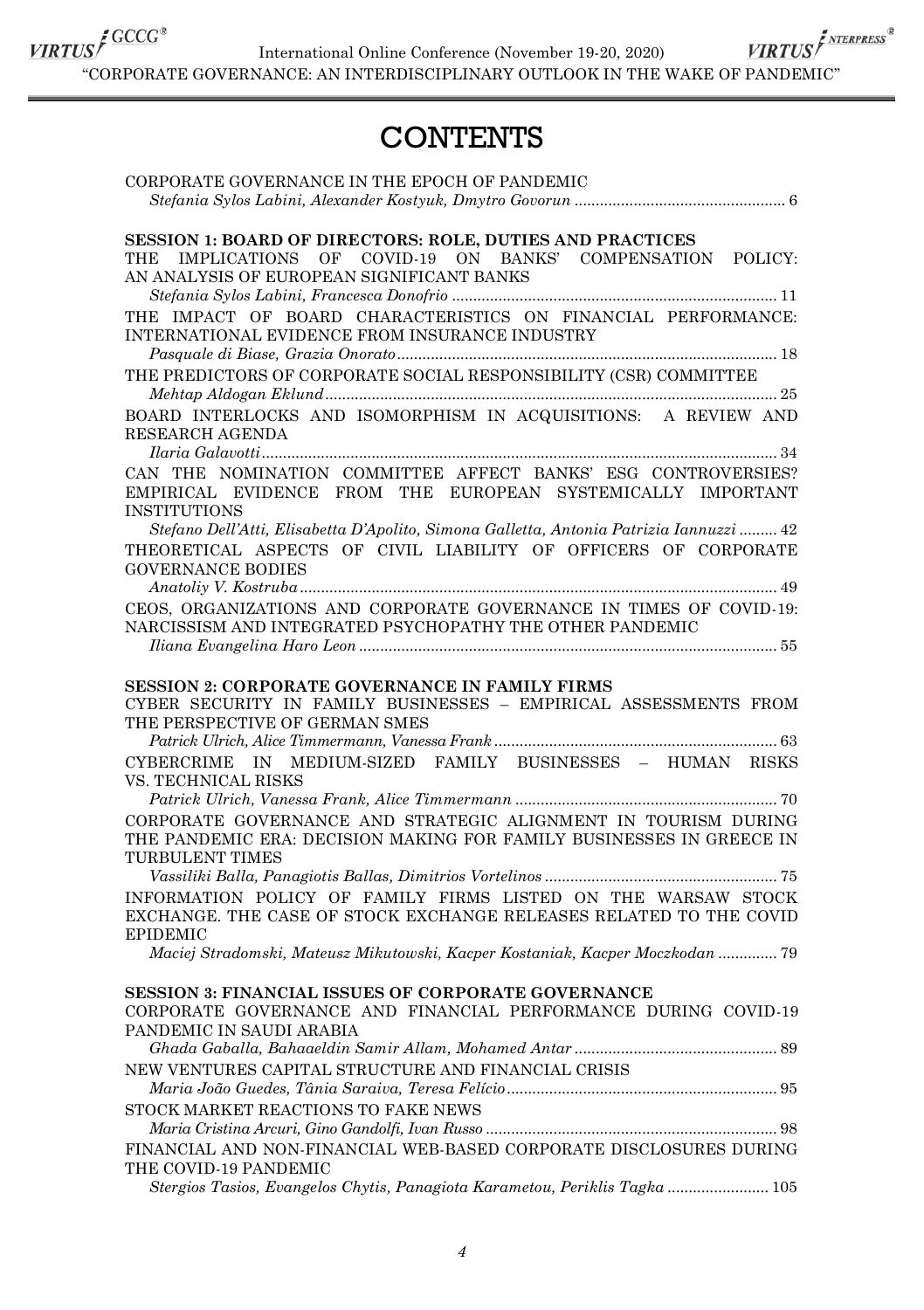# CONTENTS

CORPORATE GOVERNANCE IN THE EPOCH OF PANDEMIC
*Stefania Sylos Labini, Alexander Kostyuk, Dmytro Govorun* .......... 6

**SESSION 1: BOARD OF DIRECTORS: ROLE, DUTIES AND PRACTICES**

THE IMPLICATIONS OF COVID-19 ON BANKS' COMPENSATION POLICY: AN ANALYSIS OF EUROPEAN SIGNIFICANT BANKS
*Stefania Sylos Labini, Francesca Donofrio* .......... 11

THE IMPACT OF BOARD CHARACTERISTICS ON FINANCIAL PERFORMANCE: INTERNATIONAL EVIDENCE FROM INSURANCE INDUSTRY
*Pasquale di Biase, Grazia Onorato* .......... 18

THE PREDICTORS OF CORPORATE SOCIAL RESPONSIBILITY (CSR) COMMITTEE
*Mehtap Aldogan Eklund* .......... 25

BOARD INTERLOCKS AND ISOMORPHISM IN ACQUISITIONS: A REVIEW AND RESEARCH AGENDA
*Ilaria Galavotti* .......... 34

CAN THE NOMINATION COMMITTEE AFFECT BANKS' ESG CONTROVERSIES? EMPIRICAL EVIDENCE FROM THE EUROPEAN SYSTEMICALLY IMPORTANT INSTITUTIONS
*Stefano Dell'Atti, Elisabetta D'Apolito, Simona Galletta, Antonia Patrizia Iannuzzi* .......... 42

THEORETICAL ASPECTS OF CIVIL LIABILITY OF OFFICERS OF CORPORATE GOVERNANCE BODIES
*Anatoliy V. Kostruba* .......... 49

CEOS, ORGANIZATIONS AND CORPORATE GOVERNANCE IN TIMES OF COVID-19: NARCISSISM AND INTEGRATED PSYCHOPATHY THE OTHER PANDEMIC
*Iliana Evangelina Haro Leon* .......... 55

**SESSION 2: CORPORATE GOVERNANCE IN FAMILY FIRMS**

CYBER SECURITY IN FAMILY BUSINESSES – EMPIRICAL ASSESSMENTS FROM THE PERSPECTIVE OF GERMAN SMES
*Patrick Ulrich, Alice Timmermann, Vanessa Frank* .......... 63

CYBERCRIME IN MEDIUM-SIZED FAMILY BUSINESSES – HUMAN RISKS VS. TECHNICAL RISKS
*Patrick Ulrich, Vanessa Frank, Alice Timmermann* .......... 70

CORPORATE GOVERNANCE AND STRATEGIC ALIGNMENT IN TOURISM DURING THE PANDEMIC ERA: DECISION MAKING FOR FAMILY BUSINESSES IN GREECE IN TURBULENT TIMES
*Vassiliki Balla, Panagiotis Ballas, Dimitrios Vortelinos* .......... 75

INFORMATION POLICY OF FAMILY FIRMS LISTED ON THE WARSAW STOCK EXCHANGE. THE CASE OF STOCK EXCHANGE RELEASES RELATED TO THE COVID EPIDEMIC
*Maciej Stradomski, Mateusz Mikutowski, Kacper Kostaniak, Kacper Moczkodan* .......... 79

**SESSION 3: FINANCIAL ISSUES OF CORPORATE GOVERNANCE**

CORPORATE GOVERNANCE AND FINANCIAL PERFORMANCE DURING COVID-19 PANDEMIC IN SAUDI ARABIA
*Ghada Gaballa, Bahaaeldin Samir Allam, Mohamed Antar* .......... 89

NEW VENTURES CAPITAL STRUCTURE AND FINANCIAL CRISIS
*Maria João Guedes, Tânia Saraiva, Teresa Felício* .......... 95

STOCK MARKET REACTIONS TO FAKE NEWS
*Maria Cristina Arcuri, Gino Gandolfi, Ivan Russo* .......... 98

FINANCIAL AND NON-FINANCIAL WEB-BASED CORPORATE DISCLOSURES DURING THE COVID-19 PANDEMIC
*Stergios Tasios, Evangelos Chytis, Panagiota Karametou, Periklis Tagka* .......... 105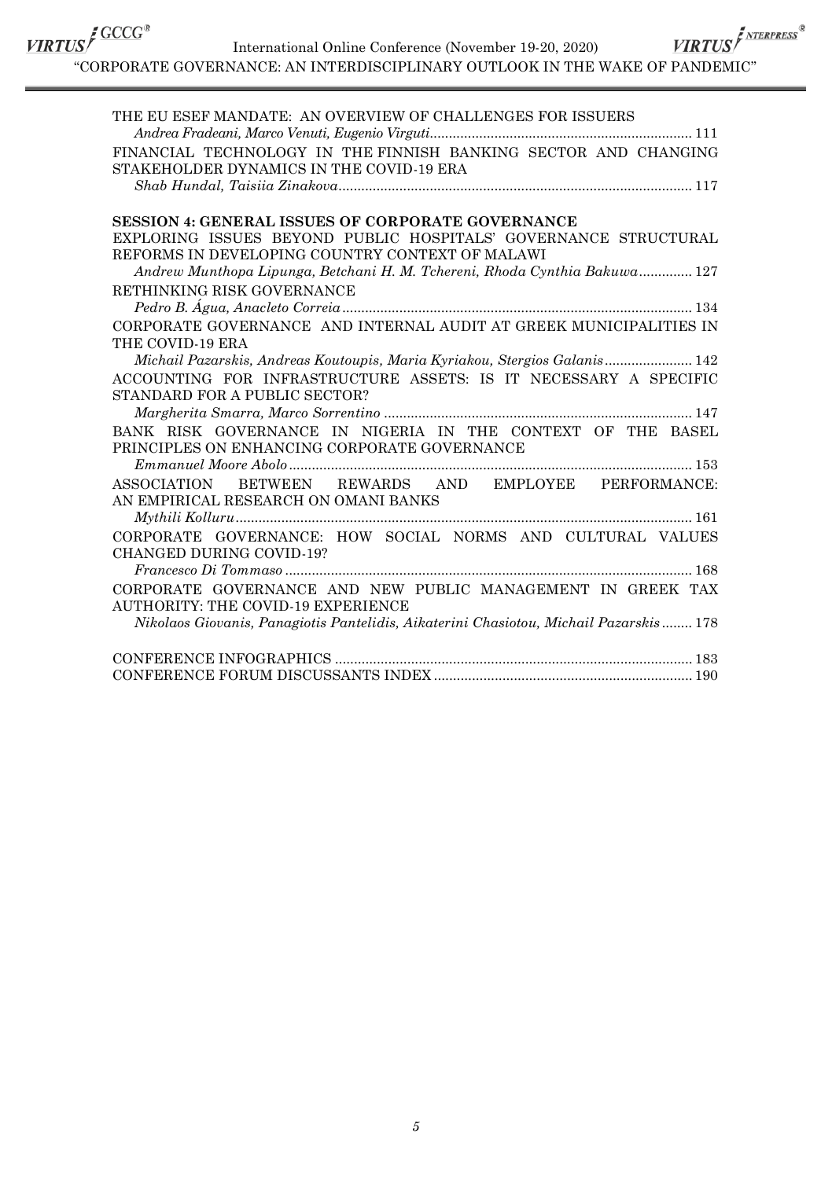THE EU ESEF MANDATE: AN OVERVIEW OF CHALLENGES FOR ISSUERS
*Andrea Fradeani, Marco Venuti, Eugenio Virguti* ..... 111

FINANCIAL TECHNOLOGY IN THE FINNISH BANKING SECTOR AND CHANGING STAKEHOLDER DYNAMICS IN THE COVID-19 ERA
*Shab Hundal, Taisiia Zinakova* ..... 117

**SESSION 4: GENERAL ISSUES OF CORPORATE GOVERNANCE**

EXPLORING ISSUES BEYOND PUBLIC HOSPITALS' GOVERNANCE STRUCTURAL REFORMS IN DEVELOPING COUNTRY CONTEXT OF MALAWI
*Andrew Munthopa Lipunga, Betchani H. M. Tchereni, Rhoda Cynthia Bakuwa* ..... 127

RETHINKING RISK GOVERNANCE
*Pedro B. Água, Anacleto Correia* ..... 134

CORPORATE GOVERNANCE AND INTERNAL AUDIT AT GREEK MUNICIPALITIES IN THE COVID-19 ERA
*Michail Pazarskis, Andreas Koutoupis, Maria Kyriakou, Stergios Galanis* ..... 142

ACCOUNTING FOR INFRASTRUCTURE ASSETS: IS IT NECESSARY A SPECIFIC STANDARD FOR A PUBLIC SECTOR?
*Margherita Smarra, Marco Sorrentino* ..... 147

BANK RISK GOVERNANCE IN NIGERIA IN THE CONTEXT OF THE BASEL PRINCIPLES ON ENHANCING CORPORATE GOVERNANCE
*Emmanuel Moore Abolo* ..... 153

ASSOCIATION BETWEEN REWARDS AND EMPLOYEE PERFORMANCE: AN EMPIRICAL RESEARCH ON OMANI BANKS
*Mythili Kolluru* ..... 161

CORPORATE GOVERNANCE: HOW SOCIAL NORMS AND CULTURAL VALUES CHANGED DURING COVID-19?
*Francesco Di Tommaso* ..... 168

CORPORATE GOVERNANCE AND NEW PUBLIC MANAGEMENT IN GREEK TAX AUTHORITY: THE COVID-19 EXPERIENCE
*Nikolaos Giovanis, Panagiotis Pantelidis, Aikaterini Chasiotou, Michail Pazarskis* ..... 178

CONFERENCE INFOGRAPHICS ..... 183

CONFERENCE FORUM DISCUSSANTS INDEX ..... 190